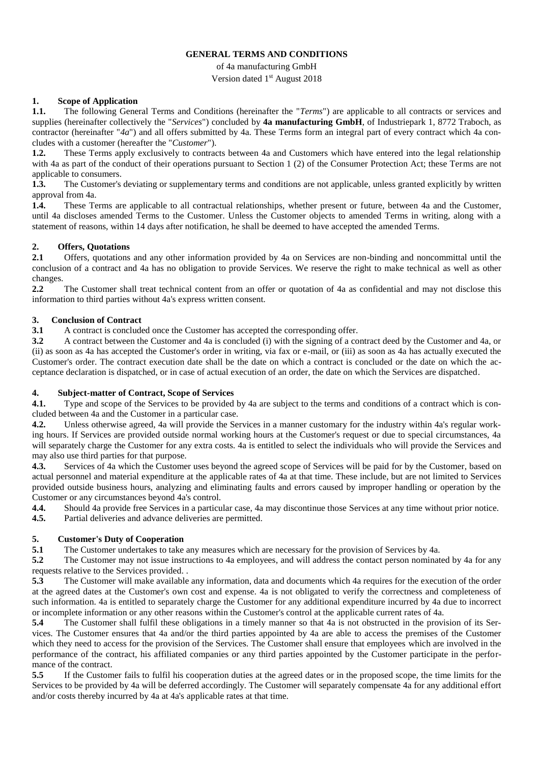# GENERAL TERMS AND CONDITIONS

of 4a manufacturing GmbH

Version dated 1st August 2018

## 1. Scope of Application

**1.1.** The following General Terms and Conditions (hereinafter the "*Terms*") are applicable to all contracts or services and supplies (hereinafter collectively the "*Services*") concluded by **4a manufacturing GmbH**, of Industriepark 1, 8772 Traboch, as contractor (hereinafter "*4a*") and all offers submitted by 4a. These Terms form an integral part of every contract which 4a concludes with a customer (hereafter the "*Customer*").

**1.2.** These Terms apply exclusively to contracts between 4a and Customers which have entered into the legal relationship with 4a as part of the conduct of their operations pursuant to Section 1 (2) of the Consumer Protection Act; these Terms are not applicable to consumers.

**1.3.** The Customer's deviating or supplementary terms and conditions are not applicable, unless granted explicitly by written approval from 4a.

**1.4.** These Terms are applicable to all contractual relationships, whether present or future, between 4a and the Customer, until 4a discloses amended Terms to the Customer. Unless the Customer objects to amended Terms in writing, along with a statement of reasons, within 14 days after notification, he shall be deemed to have accepted the amended Terms.

## 2. Offers, Quotations

**2.1** Offers, quotations and any other information provided by 4a on Services are non-binding and noncommittal until the conclusion of a contract and 4a has no obligation to provide Services. We reserve the right to make technical as well as other changes.

**2.2** The Customer shall treat technical content from an offer or quotation of 4a as confidential and may not disclose this information to third parties without 4a's express written consent.

## 3. Conclusion of Contract

**3.1** A contract is concluded once the Customer has accepted the corresponding offer.

**3.2** A contract between the Customer and 4a is concluded (i) with the signing of a contract deed by the Customer and 4a, or (ii) as soon as 4a has accepted the Customer's order in writing, via fax or e-mail, or (iii) as soon as 4a has actually executed the Customer's order. The contract execution date shall be the date on which a contract is concluded or the date on which the acceptance declaration is dispatched, or in case of actual execution of an order, the date on which the Services are dispatched.

## 4. Subject-matter of Contract, Scope of Services

**4.1.** Type and scope of the Services to be provided by 4a are subject to the terms and conditions of a contract which is concluded between 4a and the Customer in a particular case.

**4.2.** Unless otherwise agreed, 4a will provide the Services in a manner customary for the industry within 4a's regular working hours. If Services are provided outside normal working hours at the Customer's request or due to special circumstances, 4a will separately charge the Customer for any extra costs. 4a is entitled to select the individuals who will provide the Services and may also use third parties for that purpose.

**4.3.** Services of 4a which the Customer uses beyond the agreed scope of Services will be paid for by the Customer, based on actual personnel and material expenditure at the applicable rates of 4a at that time. These include, but are not limited to Services provided outside business hours, analyzing and eliminating faults and errors caused by improper handling or operation by the Customer or any circumstances beyond 4a's control.

**4.4.** Should 4a provide free Services in a particular case, 4a may discontinue those Services at any time without prior notice.

**4.5.** Partial deliveries and advance deliveries are permitted.

## 5. Customer's Duty of Cooperation

**5.1** The Customer undertakes to take any measures which are necessary for the provision of Services by 4a.

**5.2** The Customer may not issue instructions to 4a employees, and will address the contact person nominated by 4a for any requests relative to the Services provided. .

**5.3** The Customer will make available any information, data and documents which 4a requires for the execution of the order at the agreed dates at the Customer's own cost and expense. 4a is not obligated to verify the correctness and completeness of such information. 4a is entitled to separately charge the Customer for any additional expenditure incurred by 4a due to incorrect or incomplete information or any other reasons within the Customer's control at the applicable current rates of 4a.

**5.4** The Customer shall fulfil these obligations in a timely manner so that 4a is not obstructed in the provision of its Services. The Customer ensures that 4a and/or the third parties appointed by 4a are able to access the premises of the Customer which they need to access for the provision of the Services. The Customer shall ensure that employees which are involved in the performance of the contract, his affiliated companies or any third parties appointed by the Customer participate in the performance of the contract.

**5.5** If the Customer fails to fulfil his cooperation duties at the agreed dates or in the proposed scope, the time limits for the Services to be provided by 4a will be deferred accordingly. The Customer will separately compensate 4a for any additional effort and/or costs thereby incurred by 4a at 4a's applicable rates at that time.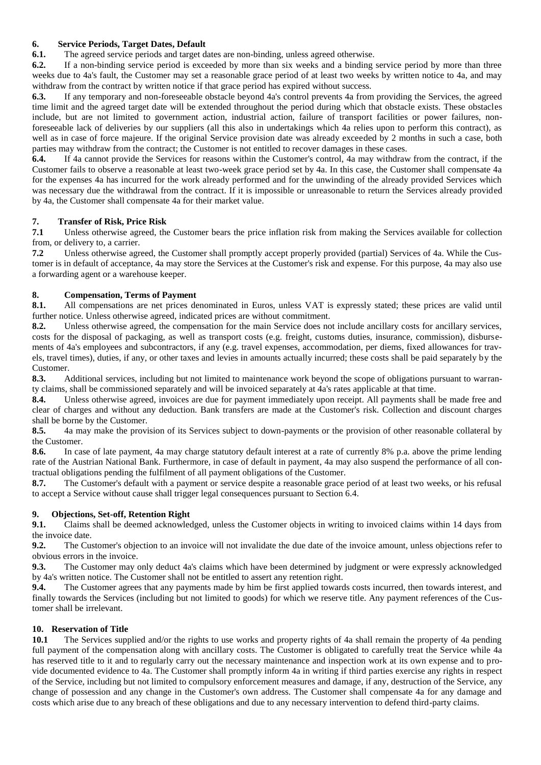## 6. Service Periods, Target Dates, Default

**6.1.** The agreed service periods and target dates are non-binding, unless agreed otherwise.

**6.2.** If a non-binding service period is exceeded by more than six weeks and a binding service period by more than three weeks due to 4a's fault, the Customer may set a reasonable grace period of at least two weeks by written notice to 4a, and may withdraw from the contract by written notice if that grace period has expired without success.

**6.3.** If any temporary and non-foreseeable obstacle beyond 4a's control prevents 4a from providing the Services, the agreed time limit and the agreed target date will be extended throughout the period during which that obstacle exists. These obstacles include, but are not limited to government action, industrial action, failure of transport facilities or power failures, non-foreseeable lack of deliveries by our suppliers (all this also in undertakings which 4a relies upon to perform this contract), as well as in case of force majeure. If the original Service provision date was already exceeded by 2 months in such a case, both parties may withdraw from the contract; the Customer is not entitled to recover damages in these cases.

**6.4.** If 4a cannot provide the Services for reasons within the Customer's control, 4a may withdraw from the contract, if the Customer fails to observe a reasonable at least two-week grace period set by 4a. In this case, the Customer shall compensate 4a for the expenses 4a has incurred for the work already performed and for the unwinding of the already provided Services which was necessary due the withdrawal from the contract. If it is impossible or unreasonable to return the Services already provided by 4a, the Customer shall compensate 4a for their market value.

## 7. Transfer of Risk, Price Risk

**7.1** Unless otherwise agreed, the Customer bears the price inflation risk from making the Services available for collection from, or delivery to, a carrier.

**7.2** Unless otherwise agreed, the Customer shall promptly accept properly provided (partial) Services of 4a. While the Customer is in default of acceptance, 4a may store the Services at the Customer's risk and expense. For this purpose, 4a may also use a forwarding agent or a warehouse keeper.

## 8. Compensation, Terms of Payment

**8.1.** All compensations are net prices denominated in Euros, unless VAT is expressly stated; these prices are valid until further notice. Unless otherwise agreed, indicated prices are without commitment.

**8.2.** Unless otherwise agreed, the compensation for the main Service does not include ancillary costs for ancillary services, costs for the disposal of packaging, as well as transport costs (e.g. freight, customs duties, insurance, commission), disbursements of 4a's employees and subcontractors, if any (e.g. travel expenses, accommodation, per diems, fixed allowances for travels, travel times), duties, if any, or other taxes and levies in amounts actually incurred; these costs shall be paid separately by the Customer.

**8.3.** Additional services, including but not limited to maintenance work beyond the scope of obligations pursuant to warranty claims, shall be commissioned separately and will be invoiced separately at 4a's rates applicable at that time.

**8.4.** Unless otherwise agreed, invoices are due for payment immediately upon receipt. All payments shall be made free and clear of charges and without any deduction. Bank transfers are made at the Customer's risk. Collection and discount charges shall be borne by the Customer.

**8.5.** 4a may make the provision of its Services subject to down-payments or the provision of other reasonable collateral by the Customer.

**8.6.** In case of late payment, 4a may charge statutory default interest at a rate of currently 8% p.a. above the prime lending rate of the Austrian National Bank. Furthermore, in case of default in payment, 4a may also suspend the performance of all contractual obligations pending the fulfilment of all payment obligations of the Customer.

**8.7.** The Customer's default with a payment or service despite a reasonable grace period of at least two weeks, or his refusal to accept a Service without cause shall trigger legal consequences pursuant to Section 6.4.

## 9. Objections, Set-off, Retention Right

**9.1.** Claims shall be deemed acknowledged, unless the Customer objects in writing to invoiced claims within 14 days from the invoice date.

**9.2.** The Customer's objection to an invoice will not invalidate the due date of the invoice amount, unless objections refer to obvious errors in the invoice.

**9.3.** The Customer may only deduct 4a's claims which have been determined by judgment or were expressly acknowledged by 4a's written notice. The Customer shall not be entitled to assert any retention right.

**9.4.** The Customer agrees that any payments made by him be first applied towards costs incurred, then towards interest, and finally towards the Services (including but not limited to goods) for which we reserve title. Any payment references of the Customer shall be irrelevant.

## 10. Reservation of Title

**10.1** The Services supplied and/or the rights to use works and property rights of 4a shall remain the property of 4a pending full payment of the compensation along with ancillary costs. The Customer is obligated to carefully treat the Service while 4a has reserved title to it and to regularly carry out the necessary maintenance and inspection work at its own expense and to provide documented evidence to 4a. The Customer shall promptly inform 4a in writing if third parties exercise any rights in respect of the Service, including but not limited to compulsory enforcement measures and damage, if any, destruction of the Service, any change of possession and any change in the Customer's own address. The Customer shall compensate 4a for any damage and costs which arise due to any breach of these obligations and due to any necessary intervention to defend third-party claims.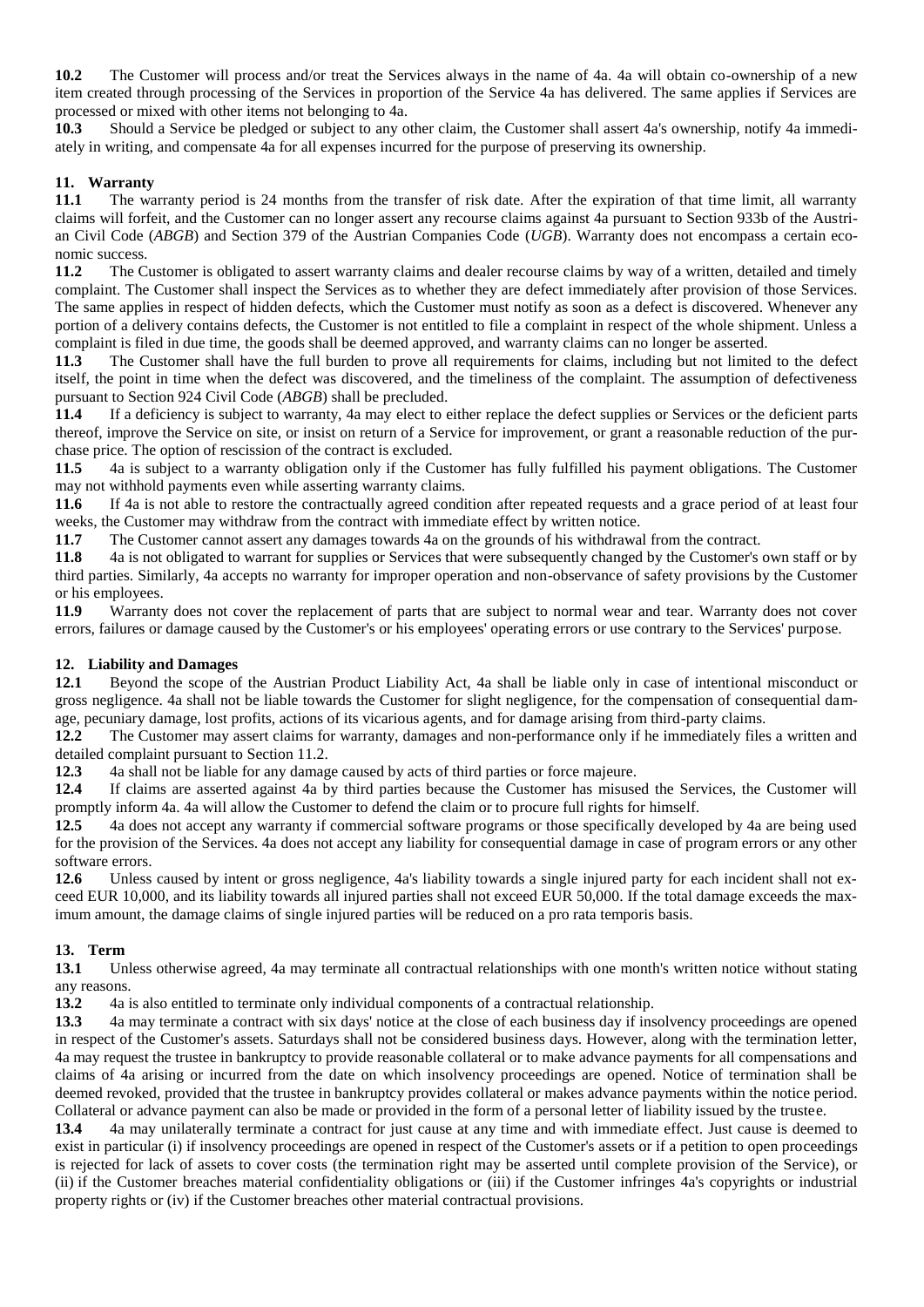**10.2** The Customer will process and/or treat the Services always in the name of 4a. 4a will obtain co-ownership of a new item created through processing of the Services in proportion of the Service 4a has delivered. The same applies if Services are processed or mixed with other items not belonging to 4a.

**10.3** Should a Service be pledged or subject to any other claim, the Customer shall assert 4a's ownership, notify 4a immediately in writing, and compensate 4a for all expenses incurred for the purpose of preserving its ownership.

## 11. Warranty

**11.1** The warranty period is 24 months from the transfer of risk date. After the expiration of that time limit, all warranty claims will forfeit, and the Customer can no longer assert any recourse claims against 4a pursuant to Section 933b of the Austrian Civil Code (*ABGB*) and Section 379 of the Austrian Companies Code (*UGB*). Warranty does not encompass a certain economic success.

**11.2** The Customer is obligated to assert warranty claims and dealer recourse claims by way of a written, detailed and timely complaint. The Customer shall inspect the Services as to whether they are defect immediately after provision of those Services. The same applies in respect of hidden defects, which the Customer must notify as soon as a defect is discovered. Whenever any portion of a delivery contains defects, the Customer is not entitled to file a complaint in respect of the whole shipment. Unless a complaint is filed in due time, the goods shall be deemed approved, and warranty claims can no longer be asserted.

**11.3** The Customer shall have the full burden to prove all requirements for claims, including but not limited to the defect itself, the point in time when the defect was discovered, and the timeliness of the complaint. The assumption of defectiveness pursuant to Section 924 Civil Code (*ABGB*) shall be precluded.

**11.4** If a deficiency is subject to warranty, 4a may elect to either replace the defect supplies or Services or the deficient parts thereof, improve the Service on site, or insist on return of a Service for improvement, or grant a reasonable reduction of the purchase price. The option of rescission of the contract is excluded.

**11.5** 4a is subject to a warranty obligation only if the Customer has fully fulfilled his payment obligations. The Customer may not withhold payments even while asserting warranty claims.

**11.6** If 4a is not able to restore the contractually agreed condition after repeated requests and a grace period of at least four weeks, the Customer may withdraw from the contract with immediate effect by written notice.

**11.7** The Customer cannot assert any damages towards 4a on the grounds of his withdrawal from the contract.

**11.8** 4a is not obligated to warrant for supplies or Services that were subsequently changed by the Customer's own staff or by third parties. Similarly, 4a accepts no warranty for improper operation and non-observance of safety provisions by the Customer or his employees.

**11.9** Warranty does not cover the replacement of parts that are subject to normal wear and tear. Warranty does not cover errors, failures or damage caused by the Customer's or his employees' operating errors or use contrary to the Services' purpose.

## 12. Liability and Damages

**12.1** Beyond the scope of the Austrian Product Liability Act, 4a shall be liable only in case of intentional misconduct or gross negligence. 4a shall not be liable towards the Customer for slight negligence, for the compensation of consequential damage, pecuniary damage, lost profits, actions of its vicarious agents, and for damage arising from third-party claims.

**12.2** The Customer may assert claims for warranty, damages and non-performance only if he immediately files a written and detailed complaint pursuant to Section 11.2.

**12.3** 4a shall not be liable for any damage caused by acts of third parties or force majeure.

**12.4** If claims are asserted against 4a by third parties because the Customer has misused the Services, the Customer will promptly inform 4a. 4a will allow the Customer to defend the claim or to procure full rights for himself.

**12.5** 4a does not accept any warranty if commercial software programs or those specifically developed by 4a are being used for the provision of the Services. 4a does not accept any liability for consequential damage in case of program errors or any other software errors.

**12.6** Unless caused by intent or gross negligence, 4a's liability towards a single injured party for each incident shall not exceed EUR 10,000, and its liability towards all injured parties shall not exceed EUR 50,000. If the total damage exceeds the maximum amount, the damage claims of single injured parties will be reduced on a pro rata temporis basis.

## 13. Term

**13.1** Unless otherwise agreed, 4a may terminate all contractual relationships with one month's written notice without stating any reasons.

**13.2** 4a is also entitled to terminate only individual components of a contractual relationship.

**13.3** 4a may terminate a contract with six days' notice at the close of each business day if insolvency proceedings are opened in respect of the Customer's assets. Saturdays shall not be considered business days. However, along with the termination letter, 4a may request the trustee in bankruptcy to provide reasonable collateral or to make advance payments for all compensations and claims of 4a arising or incurred from the date on which insolvency proceedings are opened. Notice of termination shall be deemed revoked, provided that the trustee in bankruptcy provides collateral or makes advance payments within the notice period. Collateral or advance payment can also be made or provided in the form of a personal letter of liability issued by the trustee.

**13.4** 4a may unilaterally terminate a contract for just cause at any time and with immediate effect. Just cause is deemed to exist in particular (i) if insolvency proceedings are opened in respect of the Customer's assets or if a petition to open proceedings is rejected for lack of assets to cover costs (the termination right may be asserted until complete provision of the Service), or (ii) if the Customer breaches material confidentiality obligations or (iii) if the Customer infringes 4a's copyrights or industrial property rights or (iv) if the Customer breaches other material contractual provisions.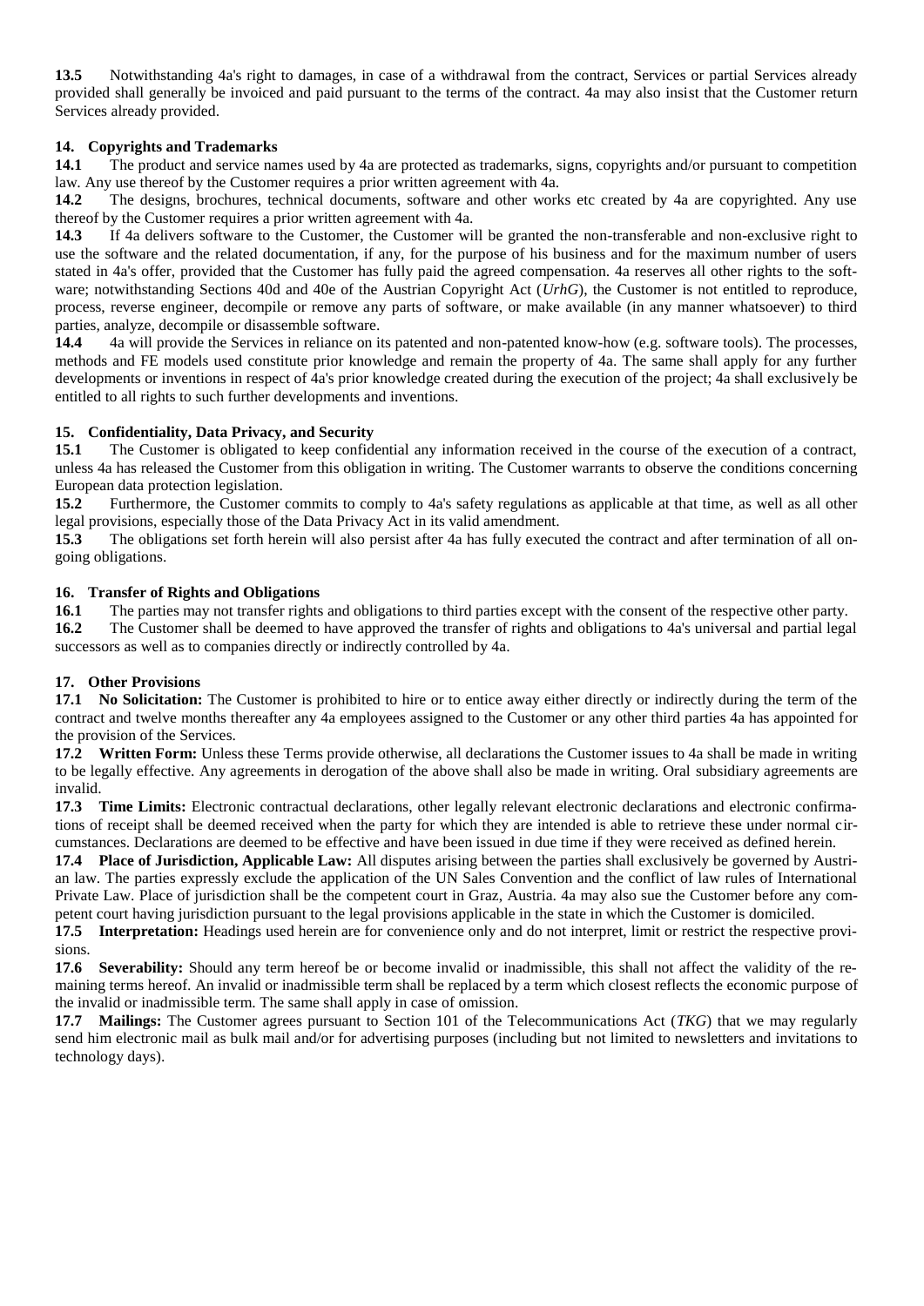**13.5** Notwithstanding 4a's right to damages, in case of a withdrawal from the contract, Services or partial Services already provided shall generally be invoiced and paid pursuant to the terms of the contract. 4a may also insist that the Customer return Services already provided.

## 14. Copyrights and Trademarks

**14.1** The product and service names used by 4a are protected as trademarks, signs, copyrights and/or pursuant to competition law. Any use thereof by the Customer requires a prior written agreement with 4a.

**14.2** The designs, brochures, technical documents, software and other works etc created by 4a are copyrighted. Any use thereof by the Customer requires a prior written agreement with 4a.

**14.3** If 4a delivers software to the Customer, the Customer will be granted the non-transferable and non-exclusive right to use the software and the related documentation, if any, for the purpose of his business and for the maximum number of users stated in 4a's offer, provided that the Customer has fully paid the agreed compensation. 4a reserves all other rights to the software; notwithstanding Sections 40d and 40e of the Austrian Copyright Act (*UrhG*), the Customer is not entitled to reproduce, process, reverse engineer, decompile or remove any parts of software, or make available (in any manner whatsoever) to third parties, analyze, decompile or disassemble software.

**14.4** 4a will provide the Services in reliance on its patented and non-patented know-how (e.g. software tools). The processes, methods and FE models used constitute prior knowledge and remain the property of 4a. The same shall apply for any further developments or inventions in respect of 4a's prior knowledge created during the execution of the project; 4a shall exclusively be entitled to all rights to such further developments and inventions.

## 15. Confidentiality, Data Privacy, and Security

**15.1** The Customer is obligated to keep confidential any information received in the course of the execution of a contract, unless 4a has released the Customer from this obligation in writing. The Customer warrants to observe the conditions concerning European data protection legislation.

**15.2** Furthermore, the Customer commits to comply to 4a's safety regulations as applicable at that time, as well as all other legal provisions, especially those of the Data Privacy Act in its valid amendment.

**15.3** The obligations set forth herein will also persist after 4a has fully executed the contract and after termination of all ongoing obligations.

## 16. Transfer of Rights and Obligations

**16.1** The parties may not transfer rights and obligations to third parties except with the consent of the respective other party.

**16.2** The Customer shall be deemed to have approved the transfer of rights and obligations to 4a's universal and partial legal successors as well as to companies directly or indirectly controlled by 4a.

## 17. Other Provisions

**17.1 No Solicitation:** The Customer is prohibited to hire or to entice away either directly or indirectly during the term of the contract and twelve months thereafter any 4a employees assigned to the Customer or any other third parties 4a has appointed for the provision of the Services.

**17.2 Written Form:** Unless these Terms provide otherwise, all declarations the Customer issues to 4a shall be made in writing to be legally effective. Any agreements in derogation of the above shall also be made in writing. Oral subsidiary agreements are invalid.

**17.3 Time Limits:** Electronic contractual declarations, other legally relevant electronic declarations and electronic confirmations of receipt shall be deemed received when the party for which they are intended is able to retrieve these under normal circumstances. Declarations are deemed to be effective and have been issued in due time if they were received as defined herein.

**17.4 Place of Jurisdiction, Applicable Law:** All disputes arising between the parties shall exclusively be governed by Austrian law. The parties expressly exclude the application of the UN Sales Convention and the conflict of law rules of International Private Law. Place of jurisdiction shall be the competent court in Graz, Austria. 4a may also sue the Customer before any competent court having jurisdiction pursuant to the legal provisions applicable in the state in which the Customer is domiciled.

**17.5 Interpretation:** Headings used herein are for convenience only and do not interpret, limit or restrict the respective provisions.

**17.6 Severability:** Should any term hereof be or become invalid or inadmissible, this shall not affect the validity of the remaining terms hereof. An invalid or inadmissible term shall be replaced by a term which closest reflects the economic purpose of the invalid or inadmissible term. The same shall apply in case of omission.

**17.7 Mailings:** The Customer agrees pursuant to Section 101 of the Telecommunications Act (*TKG*) that we may regularly send him electronic mail as bulk mail and/or for advertising purposes (including but not limited to newsletters and invitations to technology days).